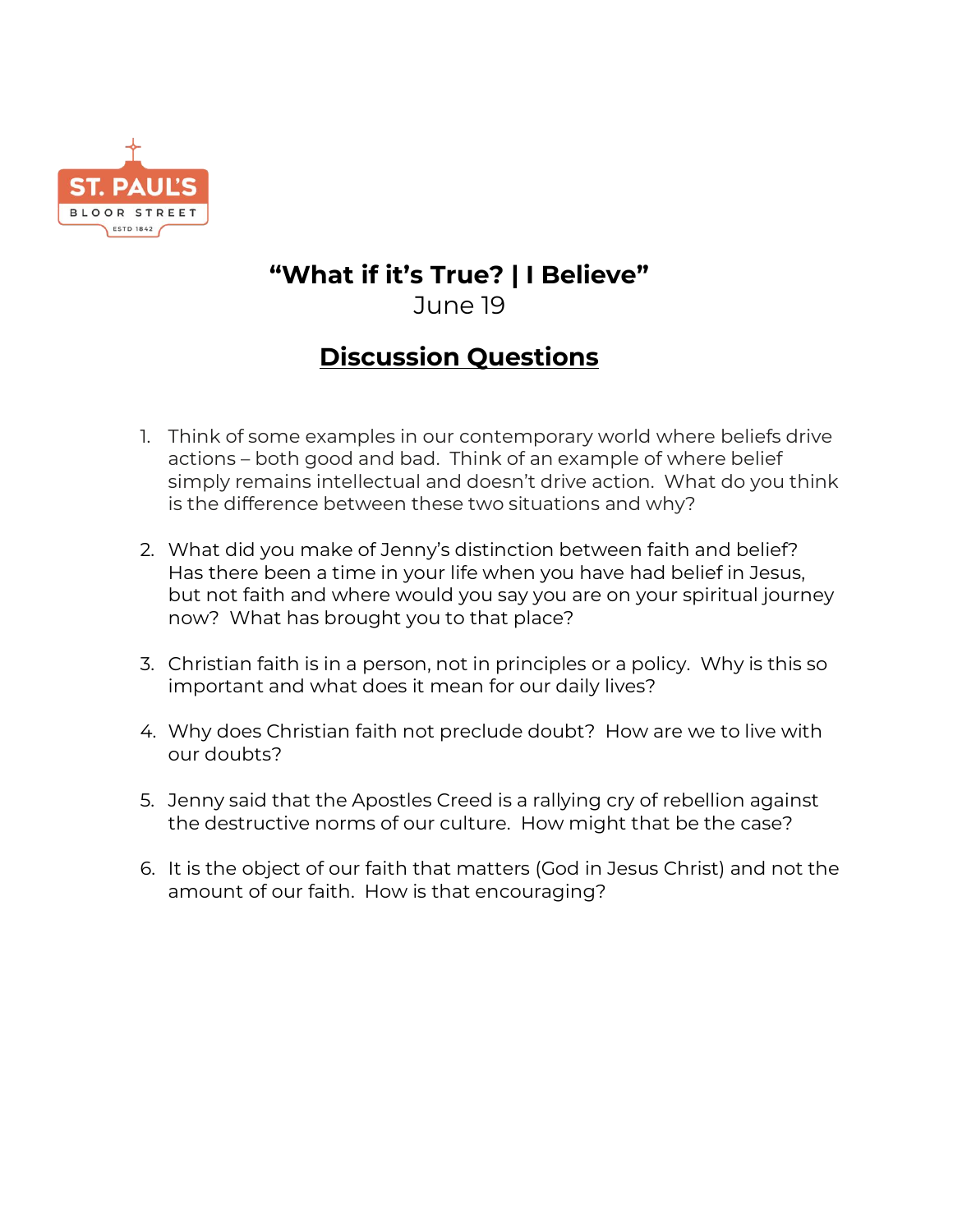ST. PAUL'S
BLOOR STREET
ESTD 1842

# "What if it's True? | I Believe"

June 19

## Discussion Questions

1. Think of some examples in our contemporary world where beliefs drive actions – both good and bad. Think of an example of where belief simply remains intellectual and doesn't drive action. What do you think is the difference between these two situations and why?

2. What did you make of Jenny's distinction between faith and belief? Has there been a time in your life when you have had belief in Jesus, but not faith and where would you say you are on your spiritual journey now? What has brought you to that place?

3. Christian faith is in a person, not in principles or a policy. Why is this so important and what does it mean for our daily lives?

4. Why does Christian faith not preclude doubt? How are we to live with our doubts?

5. Jenny said that the Apostles Creed is a rallying cry of rebellion against the destructive norms of our culture. How might that be the case?

6. It is the object of our faith that matters (God in Jesus Christ) and not the amount of our faith. How is that encouraging?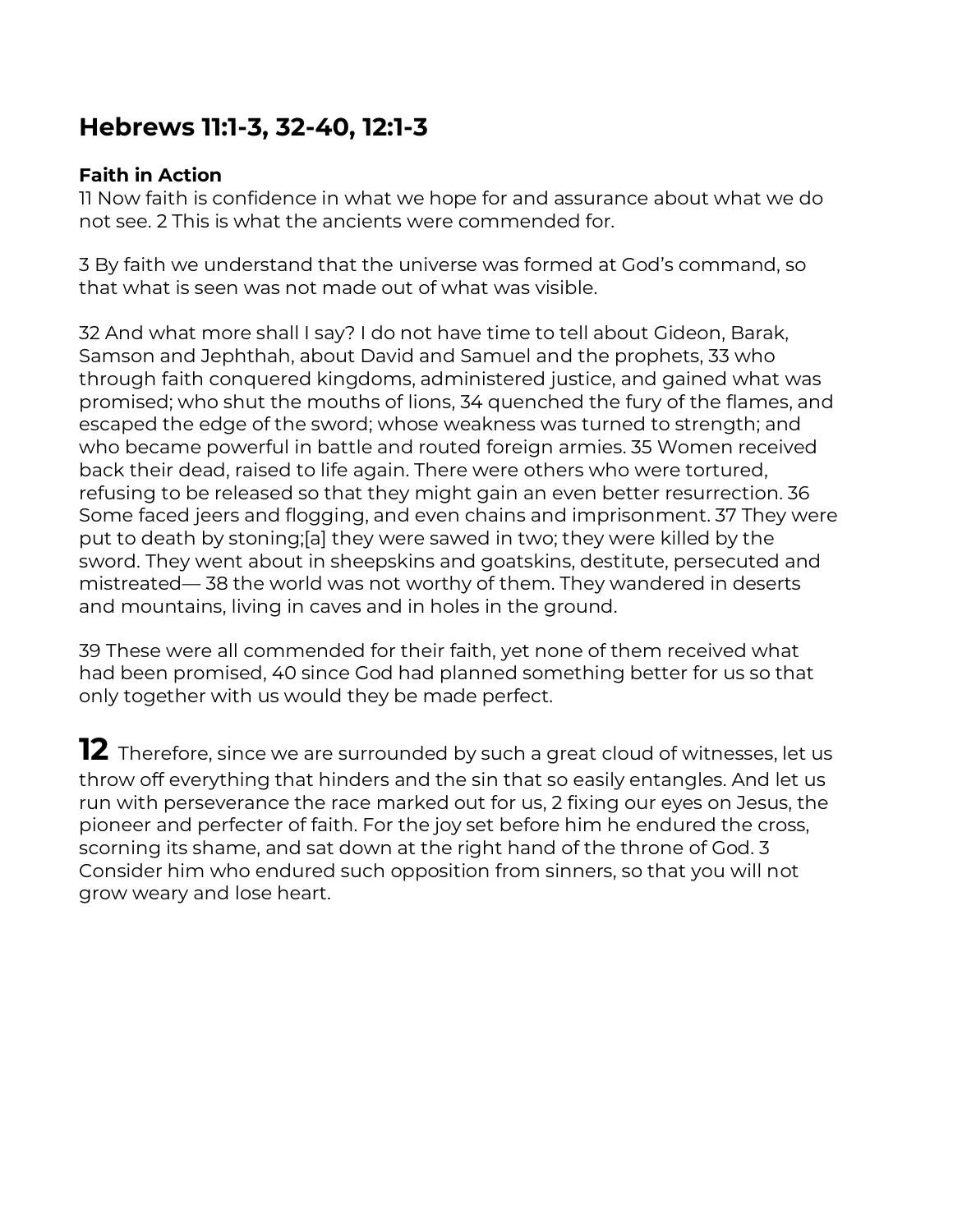## Hebrews 11:1-3, 32-40, 12:1-3

**Faith in Action**

11 Now faith is confidence in what we hope for and assurance about what we do not see. 2 This is what the ancients were commended for.

3 By faith we understand that the universe was formed at God's command, so that what is seen was not made out of what was visible.

32 And what more shall I say? I do not have time to tell about Gideon, Barak, Samson and Jephthah, about David and Samuel and the prophets, 33 who through faith conquered kingdoms, administered justice, and gained what was promised; who shut the mouths of lions, 34 quenched the fury of the flames, and escaped the edge of the sword; whose weakness was turned to strength; and who became powerful in battle and routed foreign armies. 35 Women received back their dead, raised to life again. There were others who were tortured, refusing to be released so that they might gain an even better resurrection. 36 Some faced jeers and flogging, and even chains and imprisonment. 37 They were put to death by stoning;[a] they were sawed in two; they were killed by the sword. They went about in sheepskins and goatskins, destitute, persecuted and mistreated— 38 the world was not worthy of them. They wandered in deserts and mountains, living in caves and in holes in the ground.

39 These were all commended for their faith, yet none of them received what had been promised, 40 since God had planned something better for us so that only together with us would they be made perfect.

**12** Therefore, since we are surrounded by such a great cloud of witnesses, let us throw off everything that hinders and the sin that so easily entangles. And let us run with perseverance the race marked out for us, 2 fixing our eyes on Jesus, the pioneer and perfecter of faith. For the joy set before him he endured the cross, scorning its shame, and sat down at the right hand of the throne of God. 3 Consider him who endured such opposition from sinners, so that you will not grow weary and lose heart.